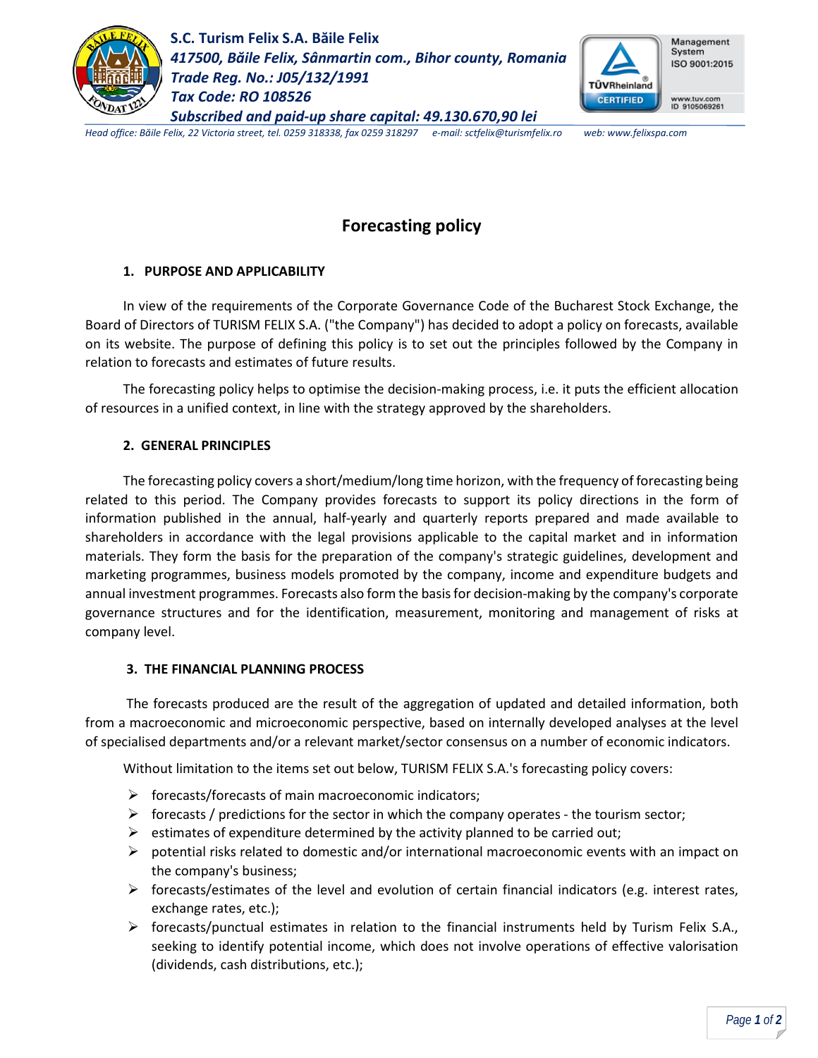**S.C. Turism Felix S.A. Băile Felix**
*417500, Băile Felix, Sânmartin com., Bihor county, Romania*
*Trade Reg. No.: J05/132/1991*
*Tax Code: RO 108526*
*Subscribed and paid-up share capital: 49.130.670,90 lei*

*Head office: Băile Felix, 22 Victoria street, tel. 0259 318338, fax 0259 318297 e-mail: sctfelix@turismfelix.ro web: www.felixspa.com*

# Forecasting policy

## 1. PURPOSE AND APPLICABILITY

In view of the requirements of the Corporate Governance Code of the Bucharest Stock Exchange, the Board of Directors of TURISM FELIX S.A. ("the Company") has decided to adopt a policy on forecasts, available on its website. The purpose of defining this policy is to set out the principles followed by the Company in relation to forecasts and estimates of future results.

The forecasting policy helps to optimise the decision-making process, i.e. it puts the efficient allocation of resources in a unified context, in line with the strategy approved by the shareholders.

## 2. GENERAL PRINCIPLES

The forecasting policy covers a short/medium/long time horizon, with the frequency of forecasting being related to this period. The Company provides forecasts to support its policy directions in the form of information published in the annual, half-yearly and quarterly reports prepared and made available to shareholders in accordance with the legal provisions applicable to the capital market and in information materials. They form the basis for the preparation of the company's strategic guidelines, development and marketing programmes, business models promoted by the company, income and expenditure budgets and annual investment programmes. Forecasts also form the basis for decision-making by the company's corporate governance structures and for the identification, measurement, monitoring and management of risks at company level.

## 3. THE FINANCIAL PLANNING PROCESS

The forecasts produced are the result of the aggregation of updated and detailed information, both from a macroeconomic and microeconomic perspective, based on internally developed analyses at the level of specialised departments and/or a relevant market/sector consensus on a number of economic indicators.

Without limitation to the items set out below, TURISM FELIX S.A.'s forecasting policy covers:

- forecasts/forecasts of main macroeconomic indicators;
- forecasts / predictions for the sector in which the company operates - the tourism sector;
- estimates of expenditure determined by the activity planned to be carried out;
- potential risks related to domestic and/or international macroeconomic events with an impact on the company's business;
- forecasts/estimates of the level and evolution of certain financial indicators (e.g. interest rates, exchange rates, etc.);
- forecasts/punctual estimates in relation to the financial instruments held by Turism Felix S.A., seeking to identify potential income, which does not involve operations of effective valorisation (dividends, cash distributions, etc.);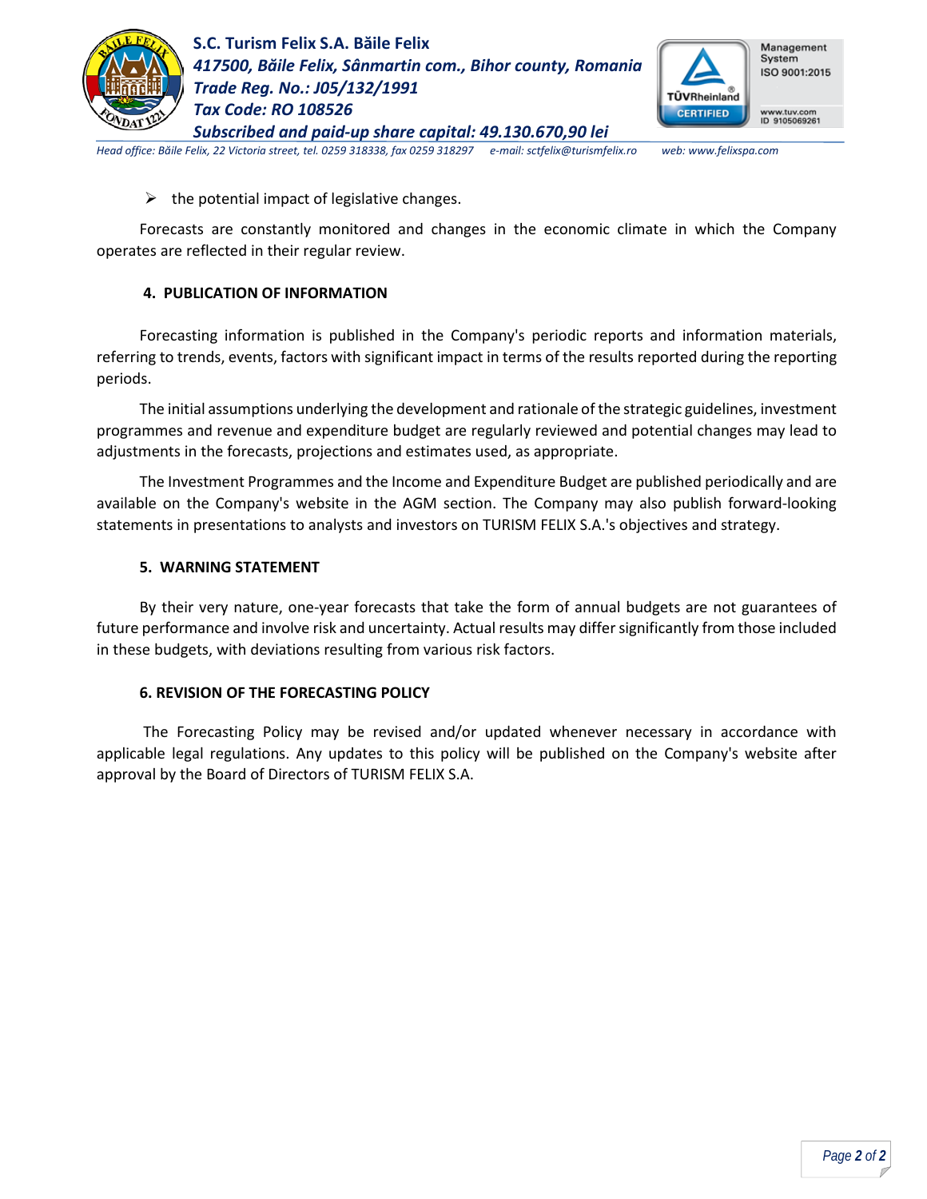- the potential impact of legislative changes.

Forecasts are constantly monitored and changes in the economic climate in which the Company operates are reflected in their regular review.

## 4. PUBLICATION OF INFORMATION

Forecasting information is published in the Company's periodic reports and information materials, referring to trends, events, factors with significant impact in terms of the results reported during the reporting periods.

The initial assumptions underlying the development and rationale of the strategic guidelines, investment programmes and revenue and expenditure budget are regularly reviewed and potential changes may lead to adjustments in the forecasts, projections and estimates used, as appropriate.

The Investment Programmes and the Income and Expenditure Budget are published periodically and are available on the Company's website in the AGM section. The Company may also publish forward-looking statements in presentations to analysts and investors on TURISM FELIX S.A.'s objectives and strategy.

## 5. WARNING STATEMENT

By their very nature, one-year forecasts that take the form of annual budgets are not guarantees of future performance and involve risk and uncertainty. Actual results may differ significantly from those included in these budgets, with deviations resulting from various risk factors.

## 6. REVISION OF THE FORECASTING POLICY

The Forecasting Policy may be revised and/or updated whenever necessary in accordance with applicable legal regulations. Any updates to this policy will be published on the Company's website after approval by the Board of Directors of TURISM FELIX S.A.